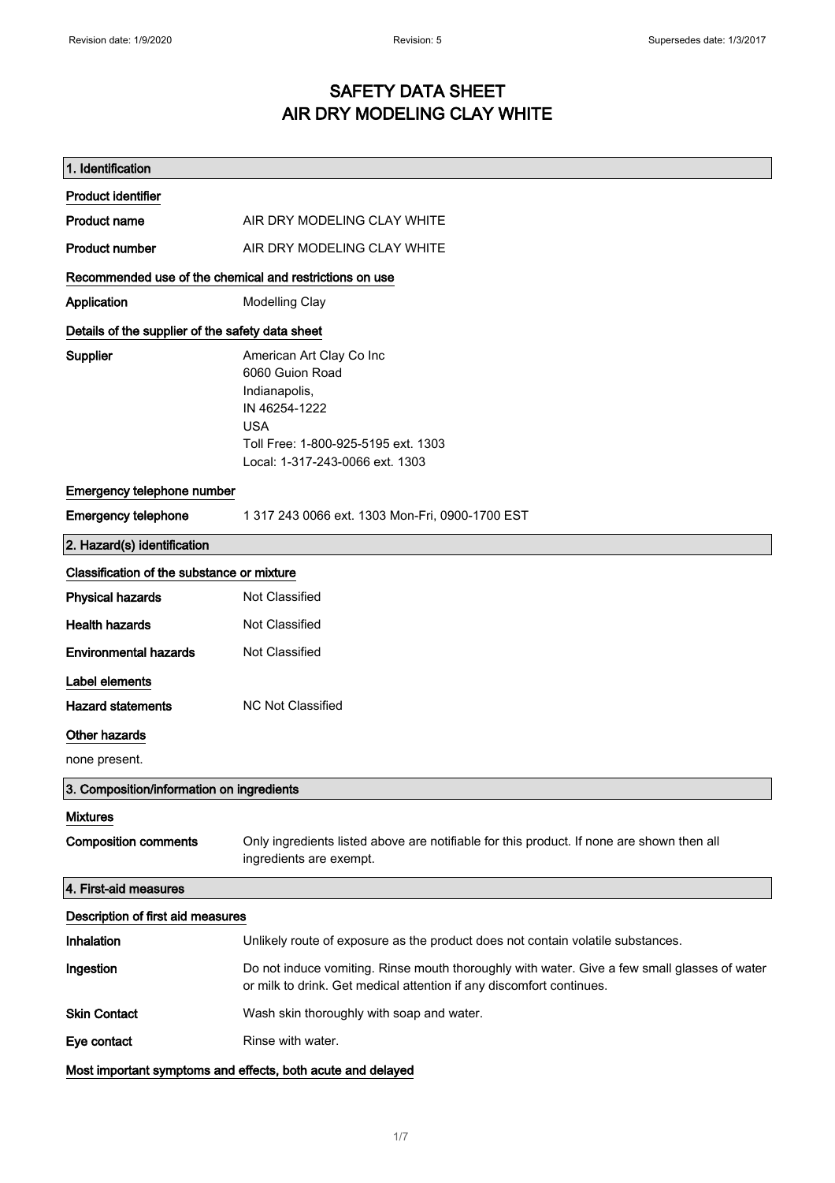Revision date: 1/9/2020 | Revision: 5 | Supersedes date: 1/3/2017

# SAFETY DATA SHEET
# AIR DRY MODELING CLAY WHITE

## 1. Identification

### Product identifier

**Product name** AIR DRY MODELING CLAY WHITE

**Product number** AIR DRY MODELING CLAY WHITE

### Recommended use of the chemical and restrictions on use

**Application** Modelling Clay

### Details of the supplier of the safety data sheet

**Supplier**
American Art Clay Co Inc
6060 Guion Road
Indianapolis,
IN 46254-1222
USA
Toll Free: 1-800-925-5195 ext. 1303
Local: 1-317-243-0066 ext. 1303

### Emergency telephone number

**Emergency telephone** 1 317 243 0066 ext. 1303 Mon-Fri, 0900-1700 EST

## 2. Hazard(s) identification

### Classification of the substance or mixture

**Physical hazards** Not Classified

**Health hazards** Not Classified

**Environmental hazards** Not Classified

### Label elements

**Hazard statements** NC Not Classified

### Other hazards

none present.

## 3. Composition/information on ingredients

### Mixtures

**Composition comments** Only ingredients listed above are notifiable for this product. If none are shown then all ingredients are exempt.

## 4. First-aid measures

### Description of first aid measures

**Inhalation** Unlikely route of exposure as the product does not contain volatile substances.

**Ingestion** Do not induce vomiting. Rinse mouth thoroughly with water. Give a few small glasses of water or milk to drink. Get medical attention if any discomfort continues.

**Skin Contact** Wash skin thoroughly with soap and water.

**Eye contact** Rinse with water.

### Most important symptoms and effects, both acute and delayed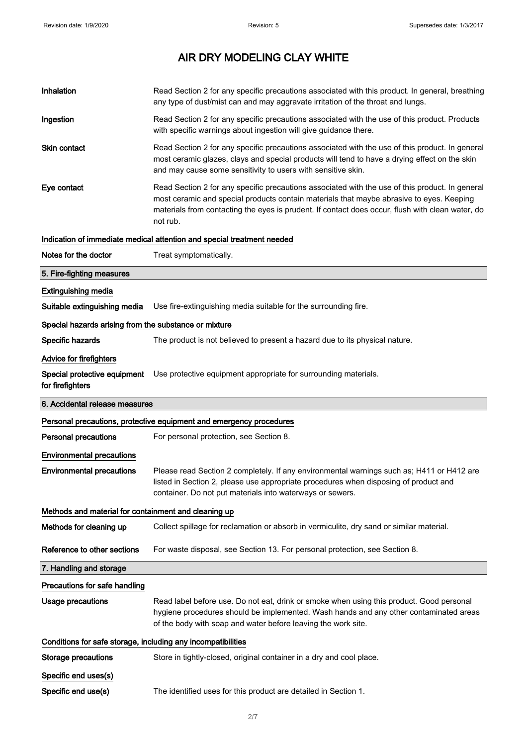# AIR DRY MODELING CLAY WHITE

| | |
|---|---|
| **Inhalation** | Read Section 2 for any specific precautions associated with this product. In general, breathing any type of dust/mist can and may aggravate irritation of the throat and lungs. |
| **Ingestion** | Read Section 2 for any specific precautions associated with the use of this product. Products with specific warnings about ingestion will give guidance there. |
| **Skin contact** | Read Section 2 for any specific precautions associated with the use of this product. In general most ceramic glazes, clays and special products will tend to have a drying effect on the skin and may cause some sensitivity to users with sensitive skin. |
| **Eye contact** | Read Section 2 for any specific precautions associated with the use of this product. In general most ceramic and special products contain materials that maybe abrasive to eyes. Keeping materials from contacting the eyes is prudent. If contact does occur, flush with clean water, do not rub. |

**Indication of immediate medical attention and special treatment needed**

| | |
|---|---|
| **Notes for the doctor** | Treat symptomatically. |

## 5. Fire-fighting measures

**Extinguishing media**

| | |
|---|---|
| **Suitable extinguishing media** | Use fire-extinguishing media suitable for the surrounding fire. |

**Special hazards arising from the substance or mixture**

| | |
|---|---|
| **Specific hazards** | The product is not believed to present a hazard due to its physical nature. |

**Advice for firefighters**

| | |
|---|---|
| **Special protective equipment for firefighters** | Use protective equipment appropriate for surrounding materials. |

## 6. Accidental release measures

**Personal precautions, protective equipment and emergency procedures**

| | |
|---|---|
| **Personal precautions** | For personal protection, see Section 8. |

**Environmental precautions**

| | |
|---|---|
| **Environmental precautions** | Please read Section 2 completely. If any environmental warnings such as; H411 or H412 are listed in Section 2, please use appropriate procedures when disposing of product and container. Do not put materials into waterways or sewers. |

**Methods and material for containment and cleaning up**

| | |
|---|---|
| **Methods for cleaning up** | Collect spillage for reclamation or absorb in vermiculite, dry sand or similar material. |
| **Reference to other sections** | For waste disposal, see Section 13. For personal protection, see Section 8. |

## 7. Handling and storage

**Precautions for safe handling**

| | |
|---|---|
| **Usage precautions** | Read label before use. Do not eat, drink or smoke when using this product. Good personal hygiene procedures should be implemented. Wash hands and any other contaminated areas of the body with soap and water before leaving the work site. |

**Conditions for safe storage, including any incompatibilities**

| | |
|---|---|
| **Storage precautions** | Store in tightly-closed, original container in a dry and cool place. |

**Specific end uses(s)**

| | |
|---|---|
| **Specific end use(s)** | The identified uses for this product are detailed in Section 1. |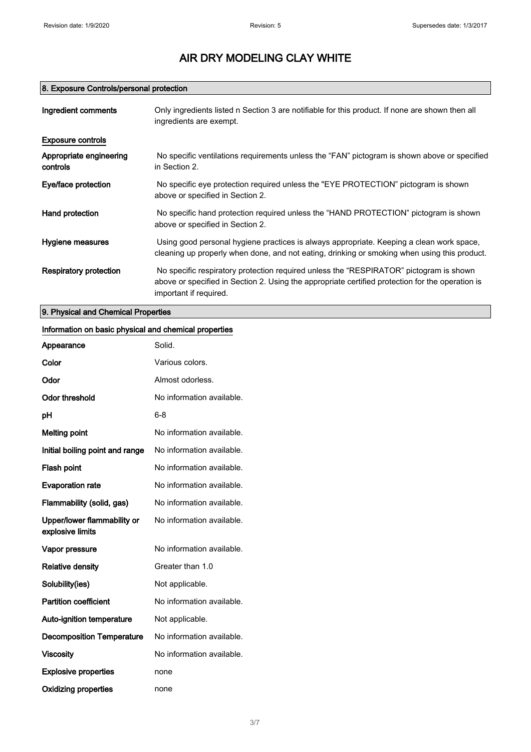# AIR DRY MODELING CLAY WHITE

## 8. Exposure Controls/personal protection

| | |
|---|---|
| **Ingredient comments** | Only ingredients listed n Section 3 are notifiable for this product. If none are shown then all ingredients are exempt. |

**Exposure controls**

| | |
|---|---|
| **Appropriate engineering controls** | No specific ventilations requirements unless the "FAN" pictogram is shown above or specified in Section 2. |
| **Eye/face protection** | No specific eye protection required unless the "EYE PROTECTION" pictogram is shown above or specified in Section 2. |
| **Hand protection** | No specific hand protection required unless the "HAND PROTECTION" pictogram is shown above or specified in Section 2. |
| **Hygiene measures** | Using good personal hygiene practices is always appropriate. Keeping a clean work space, cleaning up properly when done, and not eating, drinking or smoking when using this product. |
| **Respiratory protection** | No specific respiratory protection required unless the "RESPIRATOR" pictogram is shown above or specified in Section 2. Using the appropriate certified protection for the operation is important if required. |

## 9. Physical and Chemical Properties

**Information on basic physical and chemical properties**

| | |
|---|---|
| **Appearance** | Solid. |
| **Color** | Various colors. |
| **Odor** | Almost odorless. |
| **Odor threshold** | No information available. |
| **pH** | 6-8 |
| **Melting point** | No information available. |
| **Initial boiling point and range** | No information available. |
| **Flash point** | No information available. |
| **Evaporation rate** | No information available. |
| **Flammability (solid, gas)** | No information available. |
| **Upper/lower flammability or explosive limits** | No information available. |
| **Vapor pressure** | No information available. |
| **Relative density** | Greater than 1.0 |
| **Solubility(ies)** | Not applicable. |
| **Partition coefficient** | No information available. |
| **Auto-ignition temperature** | Not applicable. |
| **Decomposition Temperature** | No information available. |
| **Viscosity** | No information available. |
| **Explosive properties** | none |
| **Oxidizing properties** | none |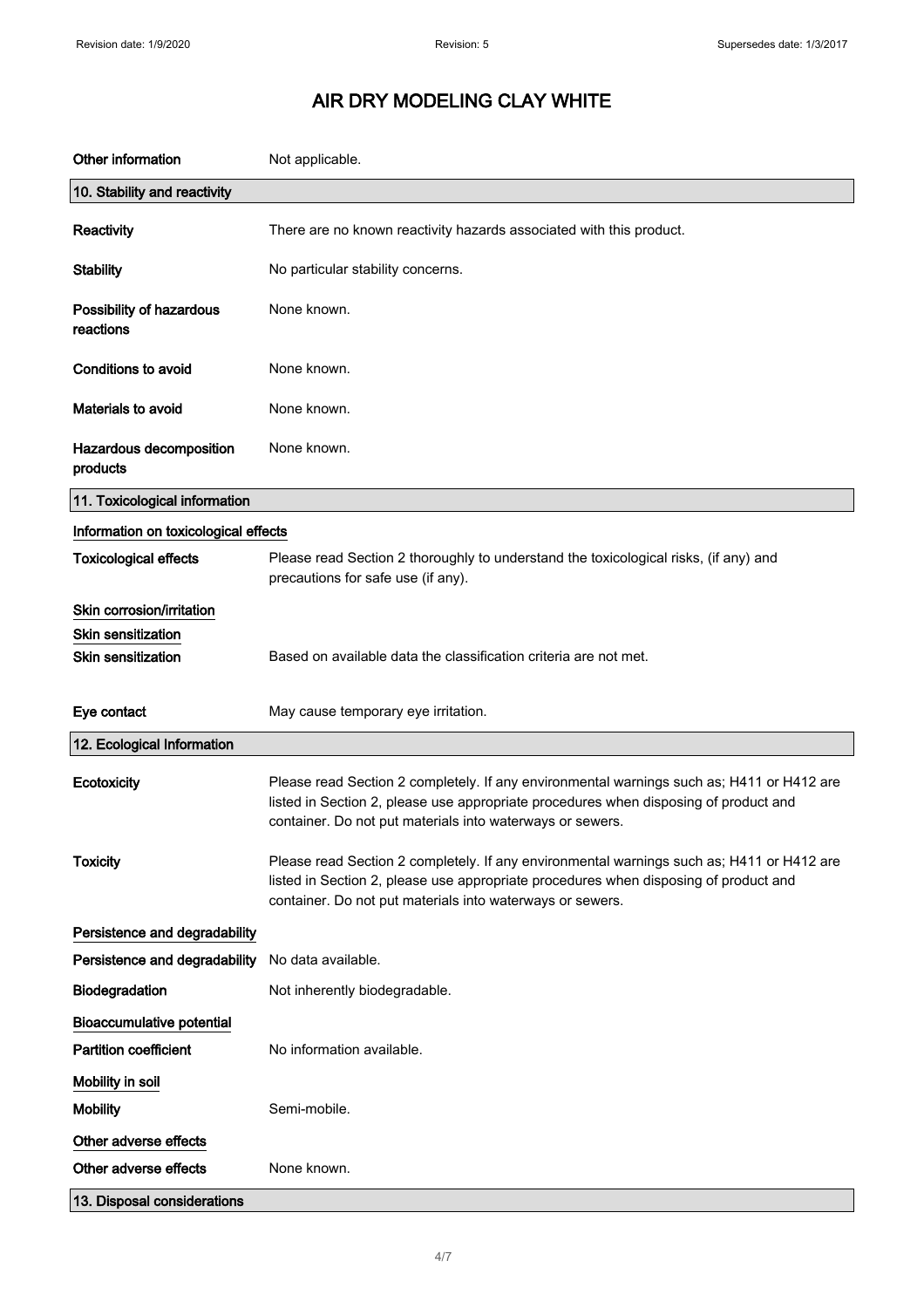# AIR DRY MODELING CLAY WHITE

| | |
|---|---|
| **Other information** | Not applicable. |

## 10. Stability and reactivity

| | |
|---|---|
| **Reactivity** | There are no known reactivity hazards associated with this product. |
| **Stability** | No particular stability concerns. |
| **Possibility of hazardous reactions** | None known. |
| **Conditions to avoid** | None known. |
| **Materials to avoid** | None known. |
| **Hazardous decomposition products** | None known. |

## 11. Toxicological information

**Information on toxicological effects**

| | |
|---|---|
| **Toxicological effects** | Please read Section 2 thoroughly to understand the toxicological risks, (if any) and precautions for safe use (if any). |

**Skin corrosion/irritation**

**Skin sensitization**

| | |
|---|---|
| **Skin sensitization** | Based on available data the classification criteria are not met. |
| **Eye contact** | May cause temporary eye irritation. |

## 12. Ecological Information

| | |
|---|---|
| **Ecotoxicity** | Please read Section 2 completely. If any environmental warnings such as; H411 or H412 are listed in Section 2, please use appropriate procedures when disposing of product and container. Do not put materials into waterways or sewers. |
| **Toxicity** | Please read Section 2 completely. If any environmental warnings such as; H411 or H412 are listed in Section 2, please use appropriate procedures when disposing of product and container. Do not put materials into waterways or sewers. |

**Persistence and degradability**

| | |
|---|---|
| **Persistence and degradability** | No data available. |
| **Biodegradation** | Not inherently biodegradable. |

**Bioaccumulative potential**

| | |
|---|---|
| **Partition coefficient** | No information available. |

**Mobility in soil**

| | |
|---|---|
| **Mobility** | Semi-mobile. |

**Other adverse effects**

| | |
|---|---|
| **Other adverse effects** | None known. |

## 13. Disposal considerations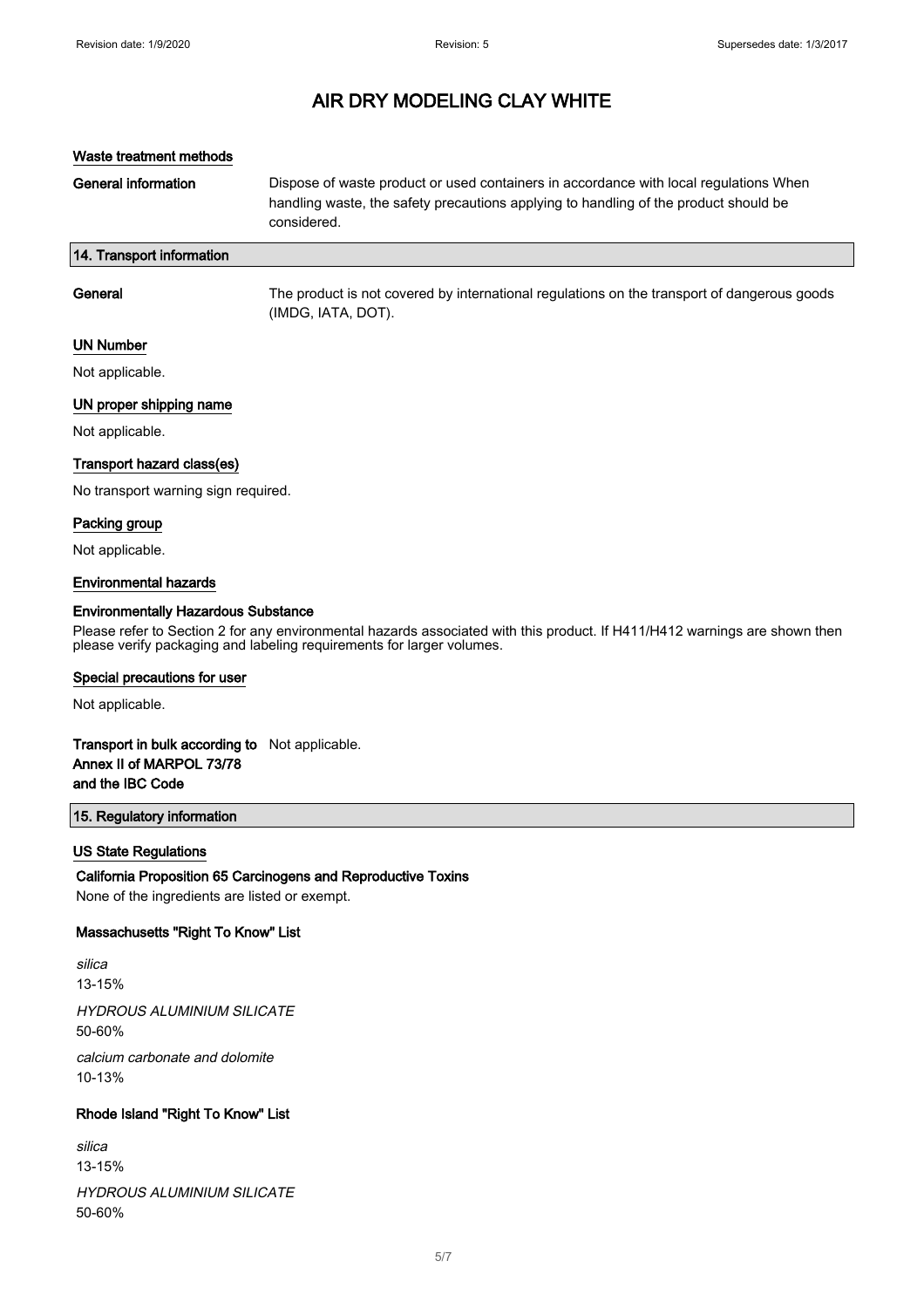# AIR DRY MODELING CLAY WHITE

### Waste treatment methods

**General information** Dispose of waste product or used containers in accordance with local regulations When handling waste, the safety precautions applying to handling of the product should be considered.

## 14. Transport information

**General** The product is not covered by international regulations on the transport of dangerous goods (IMDG, IATA, DOT).

### UN Number

Not applicable.

### UN proper shipping name

Not applicable.

### Transport hazard class(es)

No transport warning sign required.

### Packing group

Not applicable.

### Environmental hazards

**Environmentally Hazardous Substance**

Please refer to Section 2 for any environmental hazards associated with this product. If H411/H412 warnings are shown then please verify packaging and labeling requirements for larger volumes.

### Special precautions for user

Not applicable.

**Transport in bulk according to Annex II of MARPOL 73/78 and the IBC Code** Not applicable.

## 15. Regulatory information

### US State Regulations

**California Proposition 65 Carcinogens and Reproductive Toxins**

None of the ingredients are listed or exempt.

**Massachusetts "Right To Know" List**

*silica*
13-15%

*HYDROUS ALUMINIUM SILICATE*
50-60%

*calcium carbonate and dolomite*
10-13%

**Rhode Island "Right To Know" List**

*silica*
13-15%

*HYDROUS ALUMINIUM SILICATE*
50-60%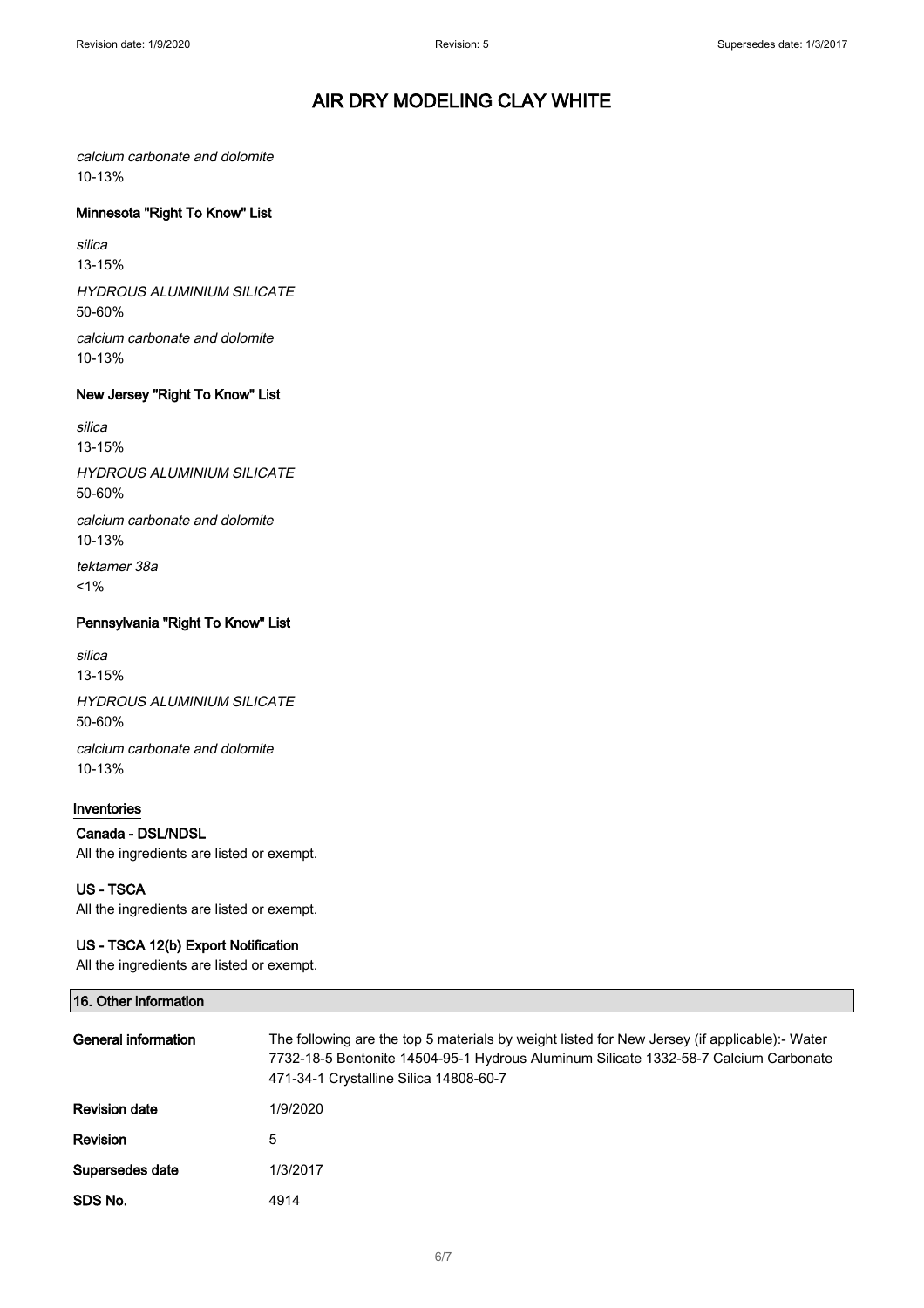*calcium carbonate and dolomite*
10-13%

### Minnesota "Right To Know" List

*silica*
13-15%

*HYDROUS ALUMINIUM SILICATE*
50-60%

*calcium carbonate and dolomite*
10-13%

### New Jersey "Right To Know" List

*silica*
13-15%

*HYDROUS ALUMINIUM SILICATE*
50-60%

*calcium carbonate and dolomite*
10-13%

*tektamer 38a*
<1%

### Pennsylvania "Right To Know" List

*silica*
13-15%

*HYDROUS ALUMINIUM SILICATE*
50-60%

*calcium carbonate and dolomite*
10-13%

### Inventories

**Canada - DSL/NDSL**
All the ingredients are listed or exempt.

**US - TSCA**
All the ingredients are listed or exempt.

**US - TSCA 12(b) Export Notification**
All the ingredients are listed or exempt.

## 16. Other information

| | |
|---|---|
| **General information** | The following are the top 5 materials by weight listed for New Jersey (if applicable):- Water 7732-18-5 Bentonite 14504-95-1 Hydrous Aluminum Silicate 1332-58-7 Calcium Carbonate 471-34-1 Crystalline Silica 14808-60-7 |
| **Revision date** | 1/9/2020 |
| **Revision** | 5 |
| **Supersedes date** | 1/3/2017 |
| **SDS No.** | 4914 |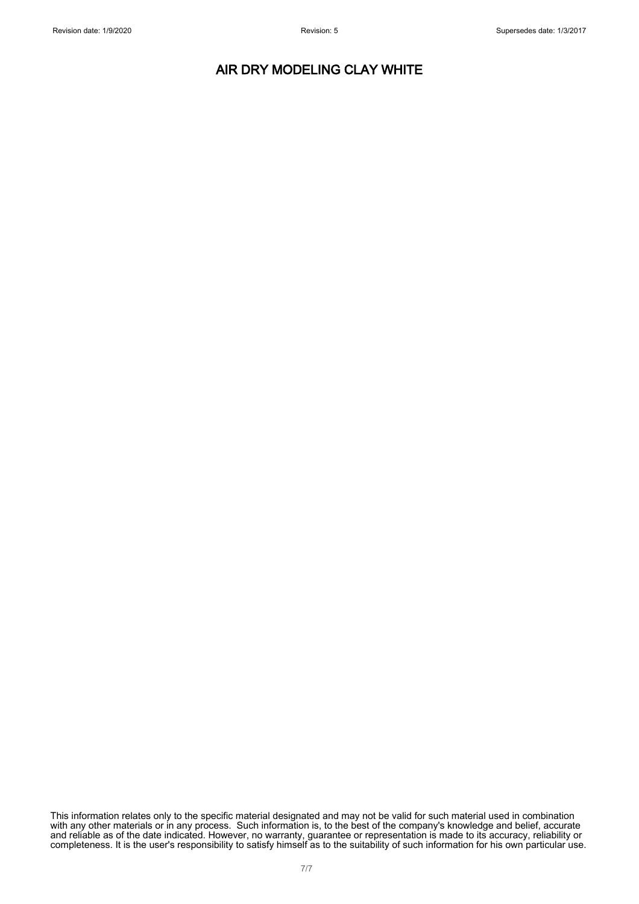This information relates only to the specific material designated and may not be valid for such material used in combination with any other materials or in any process. Such information is, to the best of the company's knowledge and belief, accurate and reliable as of the date indicated. However, no warranty, guarantee or representation is made to its accuracy, reliability or completeness. It is the user's responsibility to satisfy himself as to the suitability of such information for his own particular use.